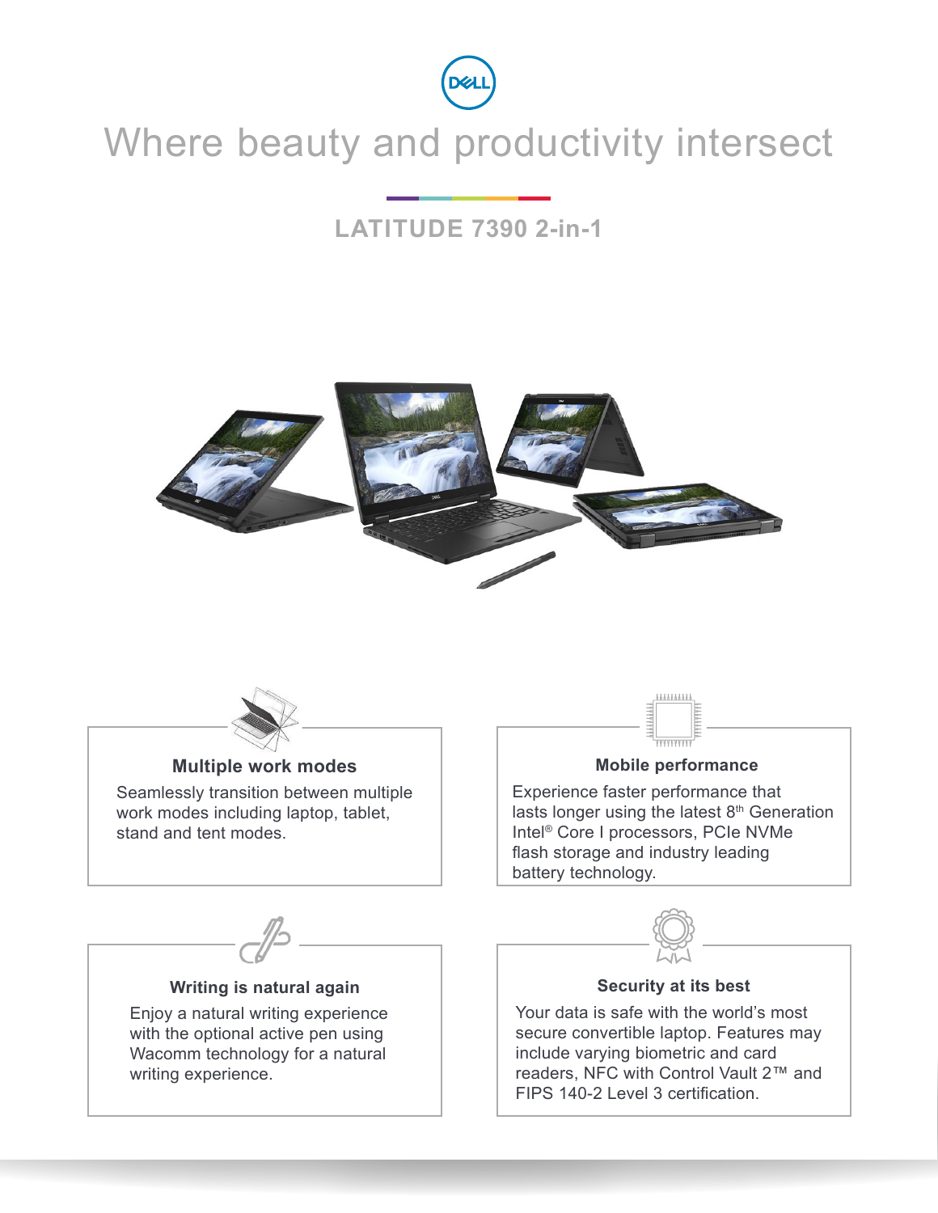# Where beauty and productivity intersect

## LATITUDE 7390 2-in-1

### Multiple work modes

Seamlessly transition between multiple work modes including laptop, tablet, stand and tent modes.

### Mobile performance

Experience faster performance that lasts longer using the latest 8th Generation Intel® Core I processors, PCIe NVMe flash storage and industry leading battery technology.

### Writing is natural again

Enjoy a natural writing experience with the optional active pen using Wacomm technology for a natural writing experience.

### Security at its best

Your data is safe with the world's most secure convertible laptop. Features may include varying biometric and card readers, NFC with Control Vault 2™ and FIPS 140-2 Level 3 certification.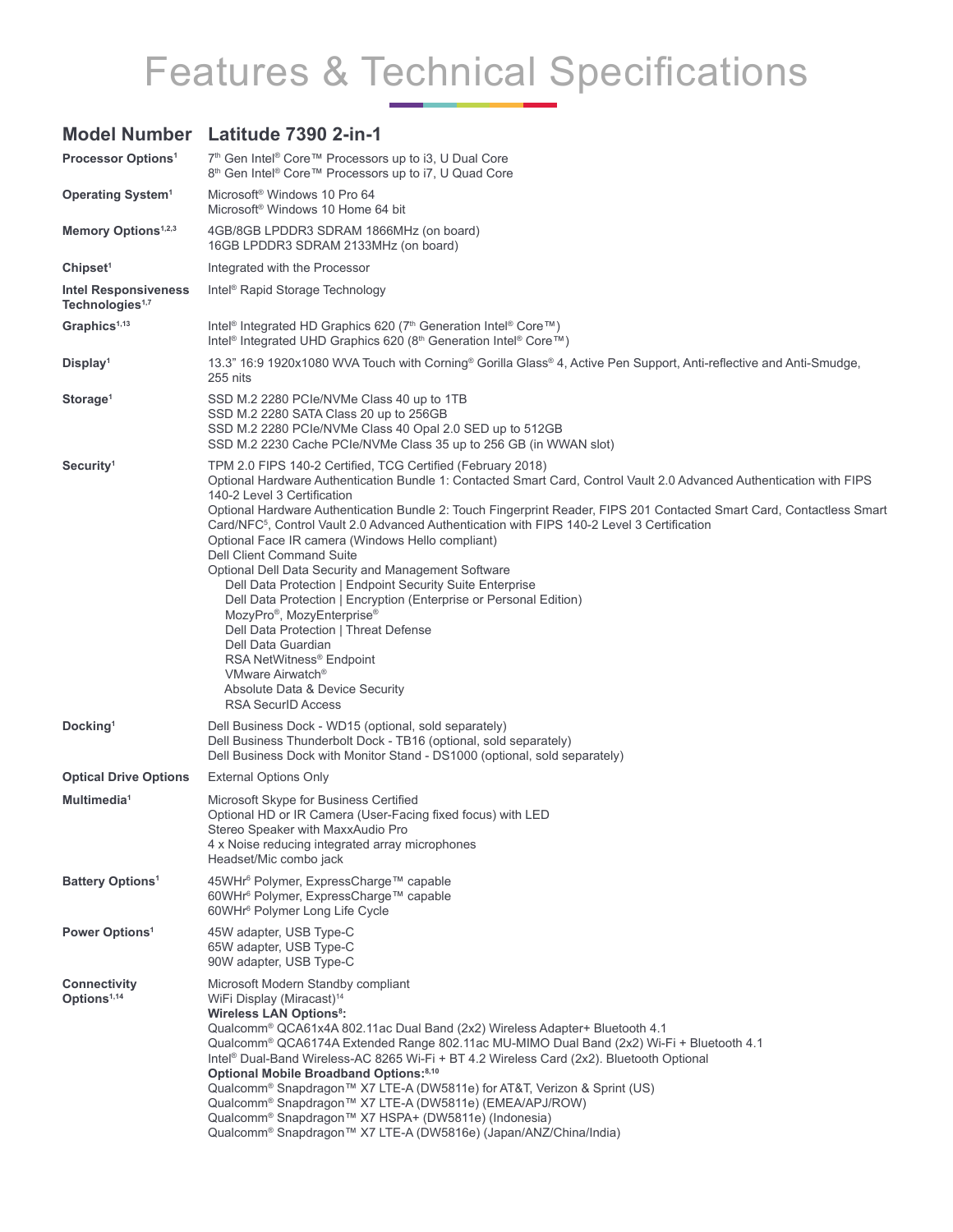# Features & Technical Specifications

| Model Number | Latitude 7390 2-in-1 |
| --- | --- |
| **Processor Options**[1] | 7th Gen Intel® Core™ Processors up to i3, U Dual Core<br>8th Gen Intel® Core™ Processors up to i7, U Quad Core |
| **Operating System**[1] | Microsoft® Windows 10 Pro 64<br>Microsoft® Windows 10 Home 64 bit |
| **Memory Options**[1,2,3] | 4GB/8GB LPDDR3 SDRAM 1866MHz (on board)<br>16GB LPDDR3 SDRAM 2133MHz (on board) |
| **Chipset**[1] | Integrated with the Processor |
| **Intel Responsiveness Technologies**[1,7] | Intel® Rapid Storage Technology |
| **Graphics**[1,13] | Intel® Integrated HD Graphics 620 (7th Generation Intel® Core™)<br>Intel® Integrated UHD Graphics 620 (8th Generation Intel® Core™) |
| **Display**[1] | 13.3” 16:9 1920x1080 WVA Touch with Corning® Gorilla Glass® 4, Active Pen Support, Anti-reflective and Anti-Smudge, 255 nits |
| **Storage**[1] | SSD M.2 2280 PCIe/NVMe Class 40 up to 1TB<br>SSD M.2 2280 SATA Class 20 up to 256GB<br>SSD M.2 2280 PCIe/NVMe Class 40 Opal 2.0 SED up to 512GB<br>SSD M.2 2230 Cache PCIe/NVMe Class 35 up to 256 GB (in WWAN slot) |
| **Security**[1] | TPM 2.0 FIPS 140-2 Certified, TCG Certified (February 2018)<br>Optional Hardware Authentication Bundle 1: Contacted Smart Card, Control Vault 2.0 Advanced Authentication with FIPS 140-2 Level 3 Certification<br>Optional Hardware Authentication Bundle 2: Touch Fingerprint Reader, FIPS 201 Contacted Smart Card, Contactless Smart Card/NFC[5], Control Vault 2.0 Advanced Authentication with FIPS 140-2 Level 3 Certification<br>Optional Face IR camera (Windows Hello compliant)<br>Dell Client Command Suite<br>Optional Dell Data Security and Management Software<br>Dell Data Protection \| Endpoint Security Suite Enterprise<br>Dell Data Protection \| Encryption (Enterprise or Personal Edition)<br>MozyPro®, MozyEnterprise®<br>Dell Data Protection \| Threat Defense<br>Dell Data Guardian<br>RSA NetWitness® Endpoint<br>VMware Airwatch®<br>Absolute Data & Device Security<br>RSA SecurID Access |
| **Docking**[1] | Dell Business Dock - WD15 (optional, sold separately)<br>Dell Business Thunderbolt Dock - TB16 (optional, sold separately)<br>Dell Business Dock with Monitor Stand - DS1000 (optional, sold separately) |
| **Optical Drive Options** | External Options Only |
| **Multimedia**[1] | Microsoft Skype for Business Certified<br>Optional HD or IR Camera (User-Facing fixed focus) with LED<br>Stereo Speaker with MaxxAudio Pro<br>4 x Noise reducing integrated array microphones<br>Headset/Mic combo jack |
| **Battery Options**[1] | 45WHr[6] Polymer, ExpressCharge™ capable<br>60WHr[6] Polymer, ExpressCharge™ capable<br>60WHr[6] Polymer Long Life Cycle |
| **Power Options**[1] | 45W adapter, USB Type-C<br>65W adapter, USB Type-C<br>90W adapter, USB Type-C |
| **Connectivity Options**[1,14] | Microsoft Modern Standby compliant<br>WiFi Display (Miracast)[14]<br>**Wireless LAN Options[8]:**<br>Qualcomm® QCA61x4A 802.11ac Dual Band (2x2) Wireless Adapter+ Bluetooth 4.1<br>Qualcomm® QCA6174A Extended Range 802.11ac MU-MIMO Dual Band (2x2) Wi-Fi + Bluetooth 4.1<br>Intel® Dual-Band Wireless-AC 8265 Wi-Fi + BT 4.2 Wireless Card (2x2). Bluetooth Optional<br>**Optional Mobile Broadband Options:[8,10]**<br>Qualcomm® Snapdragon™ X7 LTE-A (DW5811e) for AT&T, Verizon & Sprint (US)<br>Qualcomm® Snapdragon™ X7 LTE-A (DW5811e) (EMEA/APJ/ROW)<br>Qualcomm® Snapdragon™ X7 HSPA+ (DW5811e) (Indonesia)<br>Qualcomm® Snapdragon™ X7 LTE-A (DW5816e) (Japan/ANZ/China/India) |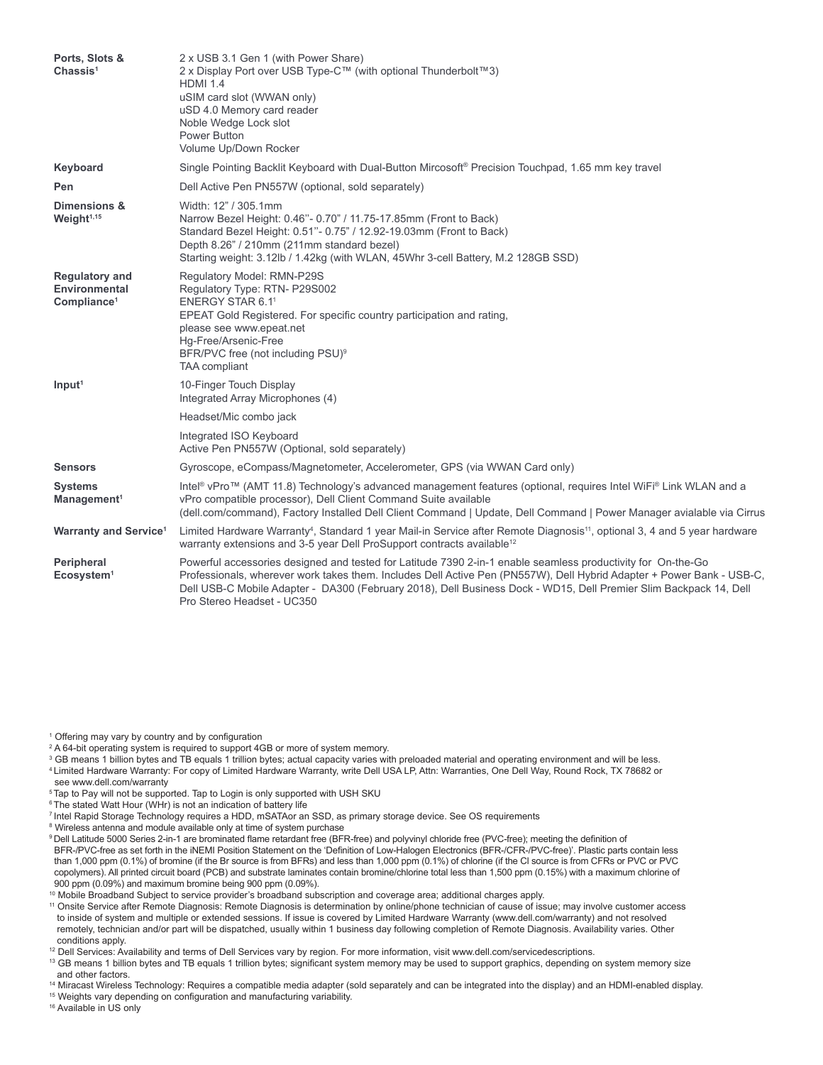| | |
|---|---|
| **Ports, Slots & Chassis**[1] | 2 x USB 3.1 Gen 1 (with Power Share)<br>2 x Display Port over USB Type-C™ (with optional Thunderbolt™3)<br>HDMI 1.4<br>uSIM card slot (WWAN only)<br>uSD 4.0 Memory card reader<br>Noble Wedge Lock slot<br>Power Button<br>Volume Up/Down Rocker |
| **Keyboard** | Single Pointing Backlit Keyboard with Dual-Button Mircosoft® Precision Touchpad, 1.65 mm key travel |
| **Pen** | Dell Active Pen PN557W (optional, sold separately) |
| **Dimensions & Weight**[1,15] | Width: 12" / 305.1mm<br>Narrow Bezel Height: 0.46''- 0.70" / 11.75-17.85mm (Front to Back)<br>Standard Bezel Height: 0.51''- 0.75" / 12.92-19.03mm (Front to Back)<br>Depth 8.26" / 210mm (211mm standard bezel)<br>Starting weight: 3.12lb / 1.42kg (with WLAN, 45Whr 3-cell Battery, M.2 128GB SSD) |
| **Regulatory and Environmental Compliance**[1] | Regulatory Model: RMN-P29S<br>Regulatory Type: RTN- P29S002<br>ENERGY STAR 6.1[1]<br>EPEAT Gold Registered. For specific country participation and rating, please see www.epeat.net<br>Hg-Free/Arsenic-Free<br>BFR/PVC free (not including PSU)[9]<br>TAA compliant |
| **Input**[1] | 10-Finger Touch Display<br>Integrated Array Microphones (4)<br>Headset/Mic combo jack<br>Integrated ISO Keyboard<br>Active Pen PN557W (Optional, sold separately) |
| **Sensors** | Gyroscope, eCompass/Magnetometer, Accelerometer, GPS (via WWAN Card only) |
| **Systems Management**[1] | Intel® vPro™ (AMT 11.8) Technology's advanced management features (optional, requires Intel WiFi® Link WLAN and a vPro compatible processor), Dell Client Command Suite available (dell.com/command), Factory Installed Dell Client Command \| Update, Dell Command \| Power Manager avialable via Cirrus |
| **Warranty and Service**[1] | Limited Hardware Warranty[4], Standard 1 year Mail-in Service after Remote Diagnosis[11], optional 3, 4 and 5 year hardware warranty extensions and 3-5 year Dell ProSupport contracts available[12] |
| **Peripheral Ecosystem**[1] | Powerful accessories designed and tested for Latitude 7390 2-in-1 enable seamless productivity for On-the-Go Professionals, wherever work takes them. Includes Dell Active Pen (PN557W), Dell Hybrid Adapter + Power Bank - USB-C, Dell USB-C Mobile Adapter - DA300 (February 2018), Dell Business Dock - WD15, Dell Premier Slim Backpack 14, Dell Pro Stereo Headset - UC350 |

[1] Offering may vary by country and by configuration
[2] A 64-bit operating system is required to support 4GB or more of system memory.
[3] GB means 1 billion bytes and TB equals 1 trillion bytes; actual capacity varies with preloaded material and operating environment and will be less.
[4] Limited Hardware Warranty: For copy of Limited Hardware Warranty, write Dell USA LP, Attn: Warranties, One Dell Way, Round Rock, TX 78682 or see www.dell.com/warranty
[5] Tap to Pay will not be supported. Tap to Login is only supported with USH SKU
[6] The stated Watt Hour (WHr) is not an indication of battery life
[7] Intel Rapid Storage Technology requires a HDD, mSATAor an SSD, as primary storage device. See OS requirements
[8] Wireless antenna and module available only at time of system purchase
[9] Dell Latitude 5000 Series 2-in-1 are brominated flame retardant free (BFR-free) and polyvinyl chloride free (PVC-free); meeting the definition of BFR-/PVC-free as set forth in the iNEMI Position Statement on the 'Definition of Low-Halogen Electronics (BFR-/CFR-/PVC-free)'. Plastic parts contain less than 1,000 ppm (0.1%) of bromine (if the Br source is from BFRs) and less than 1,000 ppm (0.1%) of chlorine (if the Cl source is from CFRs or PVC or PVC copolymers). All printed circuit board (PCB) and substrate laminates contain bromine/chlorine total less than 1,500 ppm (0.15%) with a maximum chlorine of 900 ppm (0.09%) and maximum bromine being 900 ppm (0.09%).
[10] Mobile Broadband Subject to service provider's broadband subscription and coverage area; additional charges apply.
[11] Onsite Service after Remote Diagnosis: Remote Diagnosis is determination by online/phone technician of cause of issue; may involve customer access to inside of system and multiple or extended sessions. If issue is covered by Limited Hardware Warranty (www.dell.com/warranty) and not resolved remotely, technician and/or part will be dispatched, usually within 1 business day following completion of Remote Diagnosis. Availability varies. Other conditions apply.
[12] Dell Services: Availability and terms of Dell Services vary by region. For more information, visit www.dell.com/servicedescriptions.
[13] GB means 1 billion bytes and TB equals 1 trillion bytes; significant system memory may be used to support graphics, depending on system memory size and other factors.
[14] Miracast Wireless Technology: Requires a compatible media adapter (sold separately and can be integrated into the display) and an HDMI-enabled display.
[15] Weights vary depending on configuration and manufacturing variability.
[16] Available in US only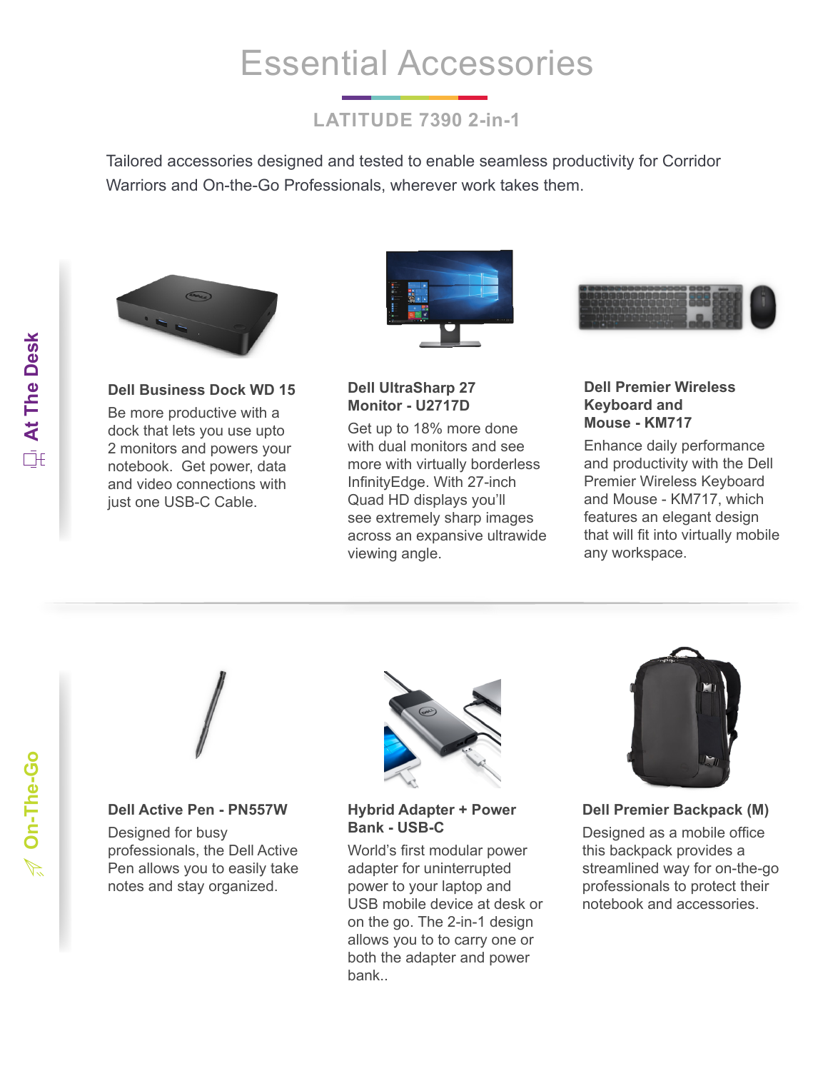# Essential Accessories

## LATITUDE 7390 2-in-1

Tailored accessories designed and tested to enable seamless productivity for Corridor Warriors and On-the-Go Professionals, wherever work takes them.

## At The Desk

### Dell Business Dock WD 15

Be more productive with a dock that lets you use upto 2 monitors and powers your notebook. Get power, data and video connections with just one USB-C Cable.

### Dell UltraSharp 27 Monitor - U2717D

Get up to 18% more done with dual monitors and see more with virtually borderless InfinityEdge. With 27-inch Quad HD displays you'll see extremely sharp images across an expansive ultrawide viewing angle.

### Dell Premier Wireless Keyboard and Mouse - KM717

Enhance daily performance and productivity with the Dell Premier Wireless Keyboard and Mouse - KM717, which features an elegant design that will fit into virtually mobile any workspace.

## On-The-Go

### Dell Active Pen - PN557W

Designed for busy professionals, the Dell Active Pen allows you to easily take notes and stay organized.

### Hybrid Adapter + Power Bank - USB-C

World's first modular power adapter for uninterrupted power to your laptop and USB mobile device at desk or on the go. The 2-in-1 design allows you to to carry one or both the adapter and power bank..

### Dell Premier Backpack (M)

Designed as a mobile office this backpack provides a streamlined way for on-the-go professionals to protect their notebook and accessories.